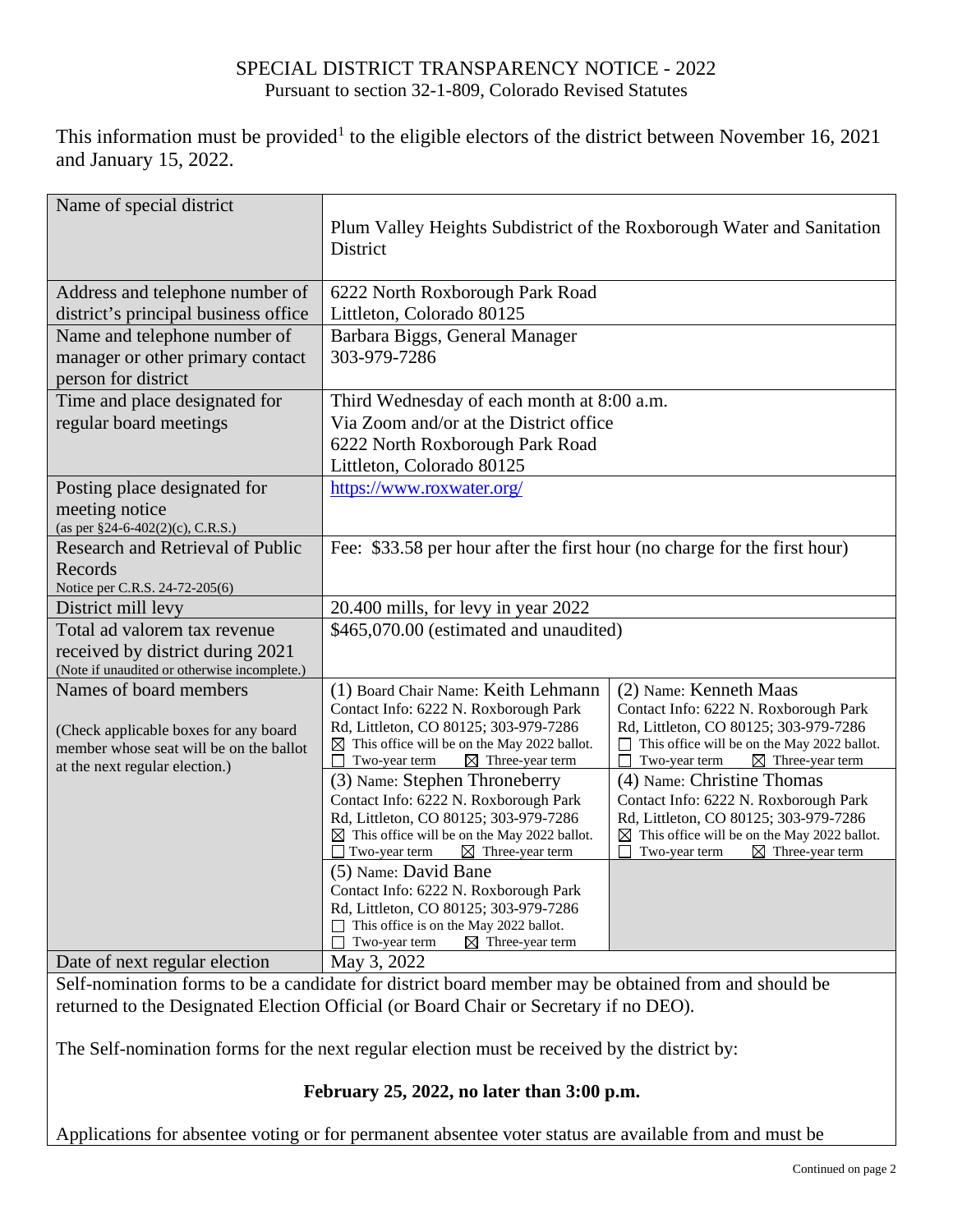# SPECIAL DISTRICT TRANSPARENCY NOTICE - 2022

Pursuant to section 32-1-809, Colorado Revised Statutes

This information must be provided[1] to the eligible electors of the district between November 16, 2021 and January 15, 2022.

| | | |
|---|---|---|
| Name of special district | Plum Valley Heights Subdistrict of the Roxborough Water and Sanitation District | |
| Address and telephone number of district's principal business office | 6222 North Roxborough Park Road<br>Littleton, Colorado 80125 | |
| Name and telephone number of manager or other primary contact person for district | Barbara Biggs, General Manager<br>303-979-7286 | |
| Time and place designated for regular board meetings | Third Wednesday of each month at 8:00 a.m.<br>Via Zoom and/or at the District office<br>6222 North Roxborough Park Road<br>Littleton, Colorado 80125 | |
| Posting place designated for meeting notice<br>(as per §24-6-402(2)(c), C.R.S.) | https://www.roxwater.org/ | |
| Research and Retrieval of Public Records<br>Notice per C.R.S. 24-72-205(6) | Fee: $33.58 per hour after the first hour (no charge for the first hour) | |
| District mill levy | 20.400 mills, for levy in year 2022 | |
| Total ad valorem tax revenue received by district during 2021<br>(Note if unaudited or otherwise incomplete.) | $465,070.00 (estimated and unaudited) | |
| Names of board members<br><br>(Check applicable boxes for any board member whose seat will be on the ballot at the next regular election.) | (1) Board Chair Name: Keith Lehmann<br>Contact Info: 6222 N. Roxborough Park Rd, Littleton, CO 80125; 303-979-7286<br>☒ This office will be on the May 2022 ballot.<br>☐ Two-year term ☒ Three-year term | (2) Name: Kenneth Maas<br>Contact Info: 6222 N. Roxborough Park Rd, Littleton, CO 80125; 303-979-7286<br>☐ This office will be on the May 2022 ballot.<br>☐ Two-year term ☒ Three-year term |
| | (3) Name: Stephen Throneberry<br>Contact Info: 6222 N. Roxborough Park Rd, Littleton, CO 80125; 303-979-7286<br>☒ This office will be on the May 2022 ballot.<br>☐ Two-year term ☒ Three-year term | (4) Name: Christine Thomas<br>Contact Info: 6222 N. Roxborough Park Rd, Littleton, CO 80125; 303-979-7286<br>☒ This office will be on the May 2022 ballot.<br>☐ Two-year term ☒ Three-year term |
| | (5) Name: David Bane<br>Contact Info: 6222 N. Roxborough Park Rd, Littleton, CO 80125; 303-979-7286<br>☐ This office is on the May 2022 ballot.<br>☐ Two-year term ☒ Three-year term | |
| Date of next regular election | May 3, 2022 | |

Self-nomination forms to be a candidate for district board member may be obtained from and should be returned to the Designated Election Official (or Board Chair or Secretary if no DEO).

The Self-nomination forms for the next regular election must be received by the district by:

**February 25, 2022, no later than 3:00 p.m.**

Applications for absentee voting or for permanent absentee voter status are available from and must be

Continued on page 2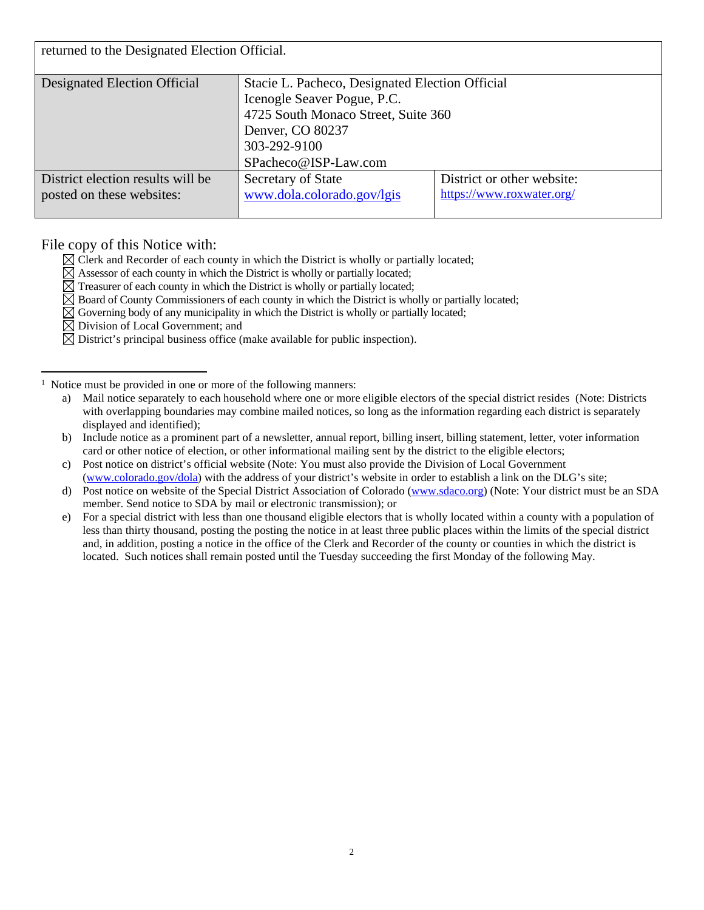| | | |
|---|---|---|
| returned to the Designated Election Official. | | |
| Designated Election Official | Stacie L. Pacheco, Designated Election Official<br>Icenogle Seaver Pogue, P.C.<br>4725 South Monaco Street, Suite 360<br>Denver, CO 80237<br>303-292-9100<br>SPacheco@ISP-Law.com | |
| District election results will be posted on these websites: | Secretary of State<br>www.dola.colorado.gov/lgis | District or other website:<br>https://www.roxwater.org/ |

File copy of this Notice with:

- ☒ Clerk and Recorder of each county in which the District is wholly or partially located;
- ☒ Assessor of each county in which the District is wholly or partially located;
- ☒ Treasurer of each county in which the District is wholly or partially located;
- ☒ Board of County Commissioners of each county in which the District is wholly or partially located;
- ☒ Governing body of any municipality in which the District is wholly or partially located;
- ☒ Division of Local Government; and
- ☒ District's principal business office (make available for public inspection).

---

[1] Notice must be provided in one or more of the following manners:

a) Mail notice separately to each household where one or more eligible electors of the special district resides (Note: Districts with overlapping boundaries may combine mailed notices, so long as the information regarding each district is separately displayed and identified);

b) Include notice as a prominent part of a newsletter, annual report, billing insert, billing statement, letter, voter information card or other notice of election, or other informational mailing sent by the district to the eligible electors;

c) Post notice on district's official website (Note: You must also provide the Division of Local Government (www.colorado.gov/dola) with the address of your district's website in order to establish a link on the DLG's site;

d) Post notice on website of the Special District Association of Colorado (www.sdaco.org) (Note: Your district must be an SDA member. Send notice to SDA by mail or electronic transmission); or

e) For a special district with less than one thousand eligible electors that is wholly located within a county with a population of less than thirty thousand, posting the posting the notice in at least three public places within the limits of the special district and, in addition, posting a notice in the office of the Clerk and Recorder of the county or counties in which the district is located. Such notices shall remain posted until the Tuesday succeeding the first Monday of the following May.